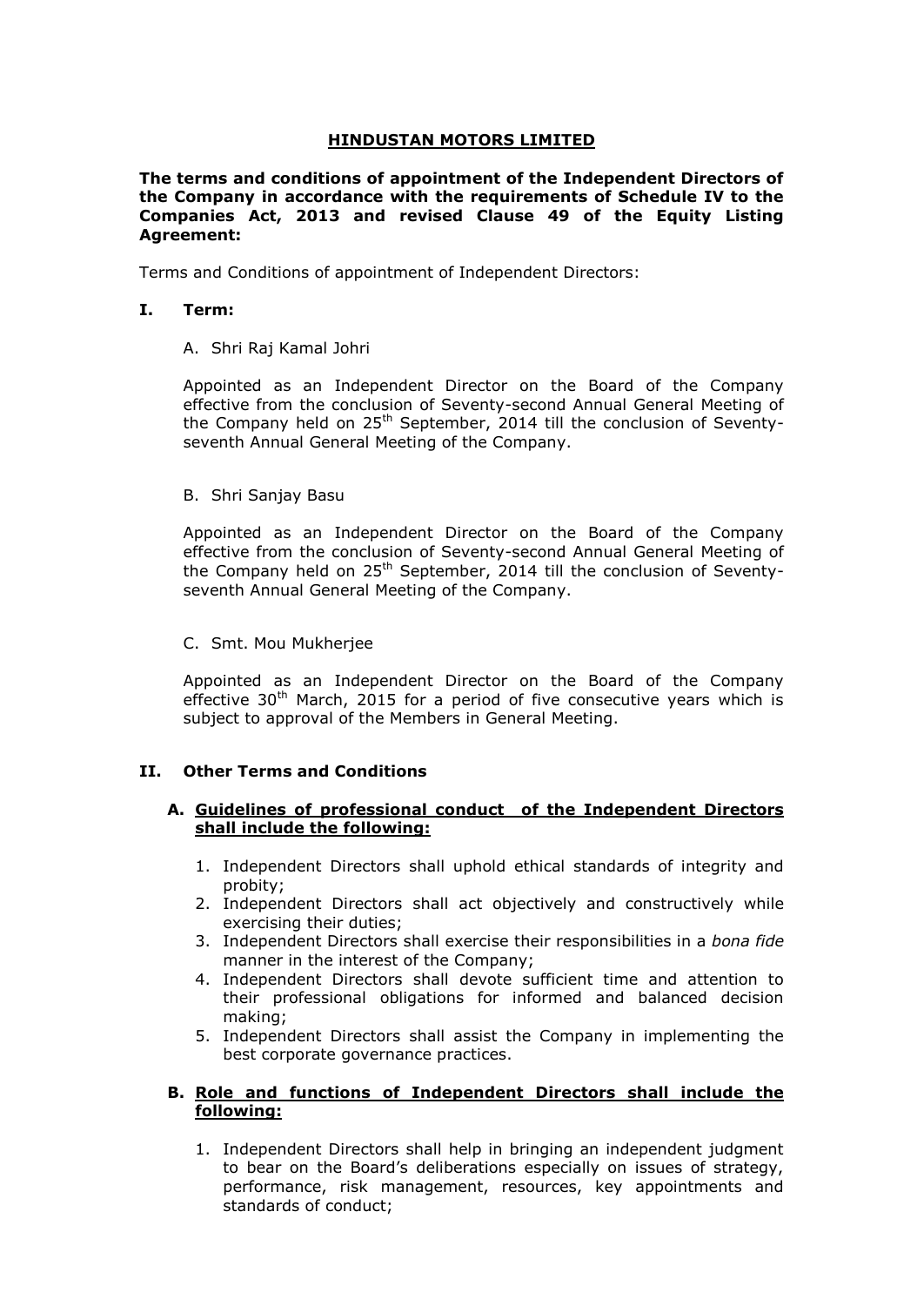# HINDUSTAN MOTORS LIMITED

**The terms and conditions of appointment of the Independent Directors of the Company in accordance with the requirements of Schedule IV to the Companies Act, 2013 and revised Clause 49 of the Equity Listing Agreement:**

Terms and Conditions of appointment of Independent Directors:

## I. Term:

A. Shri Raj Kamal Johri

Appointed as an Independent Director on the Board of the Company effective from the conclusion of Seventy-second Annual General Meeting of the Company held on 25th September, 2014 till the conclusion of Seventy-seventh Annual General Meeting of the Company.

B. Shri Sanjay Basu

Appointed as an Independent Director on the Board of the Company effective from the conclusion of Seventy-second Annual General Meeting of the Company held on 25th September, 2014 till the conclusion of Seventy-seventh Annual General Meeting of the Company.

C. Smt. Mou Mukherjee

Appointed as an Independent Director on the Board of the Company effective 30th March, 2015 for a period of five consecutive years which is subject to approval of the Members in General Meeting.

## II. Other Terms and Conditions

### A. Guidelines of professional conduct of the Independent Directors shall include the following:

1. Independent Directors shall uphold ethical standards of integrity and probity;
2. Independent Directors shall act objectively and constructively while exercising their duties;
3. Independent Directors shall exercise their responsibilities in a *bona fide* manner in the interest of the Company;
4. Independent Directors shall devote sufficient time and attention to their professional obligations for informed and balanced decision making;
5. Independent Directors shall assist the Company in implementing the best corporate governance practices.

### B. Role and functions of Independent Directors shall include the following:

1. Independent Directors shall help in bringing an independent judgment to bear on the Board's deliberations especially on issues of strategy, performance, risk management, resources, key appointments and standards of conduct;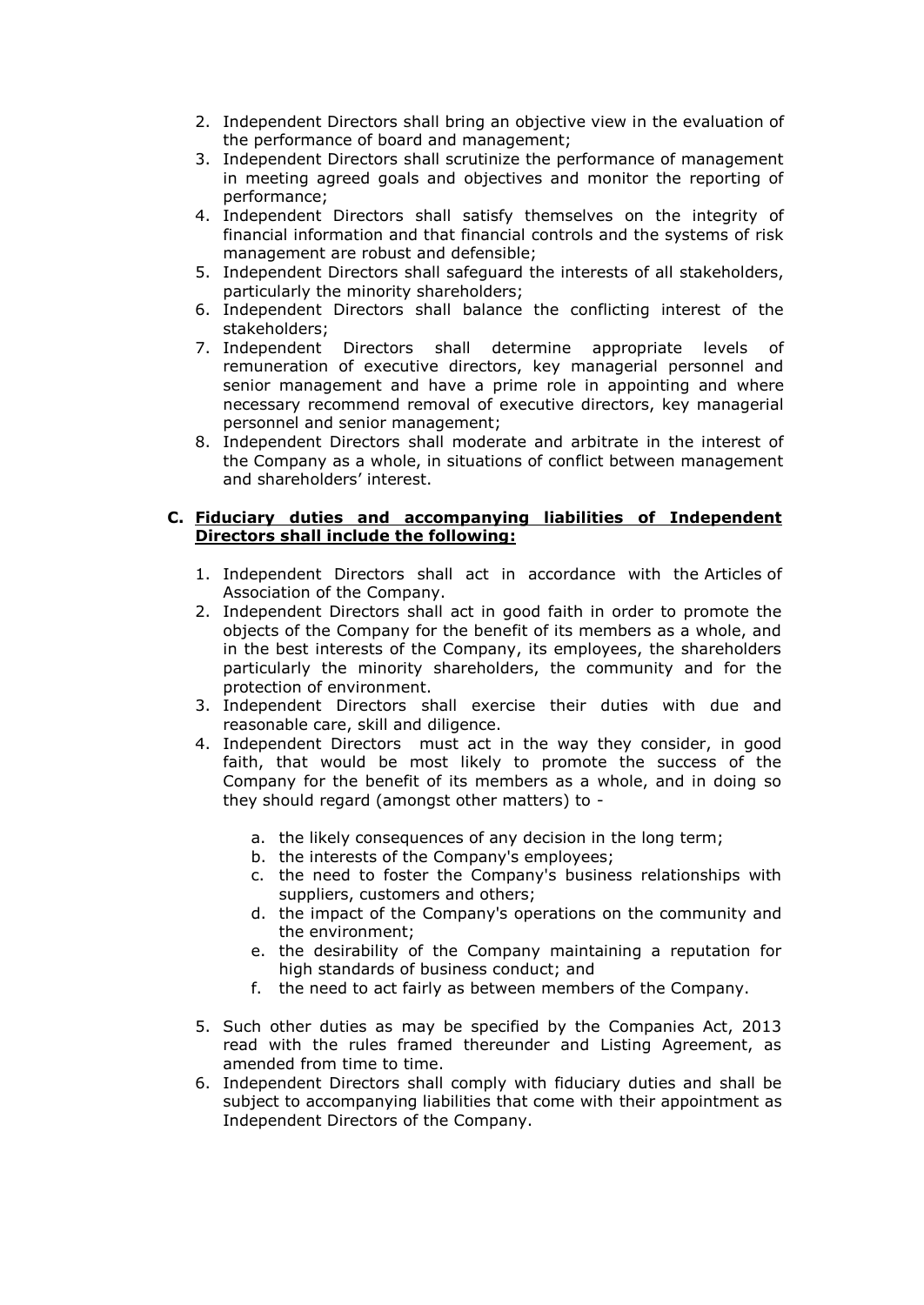2. Independent Directors shall bring an objective view in the evaluation of the performance of board and management;
3. Independent Directors shall scrutinize the performance of management in meeting agreed goals and objectives and monitor the reporting of performance;
4. Independent Directors shall satisfy themselves on the integrity of financial information and that financial controls and the systems of risk management are robust and defensible;
5. Independent Directors shall safeguard the interests of all stakeholders, particularly the minority shareholders;
6. Independent Directors shall balance the conflicting interest of the stakeholders;
7. Independent Directors shall determine appropriate levels of remuneration of executive directors, key managerial personnel and senior management and have a prime role in appointing and where necessary recommend removal of executive directors, key managerial personnel and senior management;
8. Independent Directors shall moderate and arbitrate in the interest of the Company as a whole, in situations of conflict between management and shareholders' interest.

**C. <u>Fiduciary duties and accompanying liabilities of Independent Directors shall include the following:</u>**

1. Independent Directors shall act in accordance with the Articles of Association of the Company.
2. Independent Directors shall act in good faith in order to promote the objects of the Company for the benefit of its members as a whole, and in the best interests of the Company, its employees, the shareholders particularly the minority shareholders, the community and for the protection of environment.
3. Independent Directors shall exercise their duties with due and reasonable care, skill and diligence.
4. Independent Directors must act in the way they consider, in good faith, that would be most likely to promote the success of the Company for the benefit of its members as a whole, and in doing so they should regard (amongst other matters) to -
    a. the likely consequences of any decision in the long term;
    b. the interests of the Company's employees;
    c. the need to foster the Company's business relationships with suppliers, customers and others;
    d. the impact of the Company's operations on the community and the environment;
    e. the desirability of the Company maintaining a reputation for high standards of business conduct; and
    f. the need to act fairly as between members of the Company.
5. Such other duties as may be specified by the Companies Act, 2013 read with the rules framed thereunder and Listing Agreement, as amended from time to time.
6. Independent Directors shall comply with fiduciary duties and shall be subject to accompanying liabilities that come with their appointment as Independent Directors of the Company.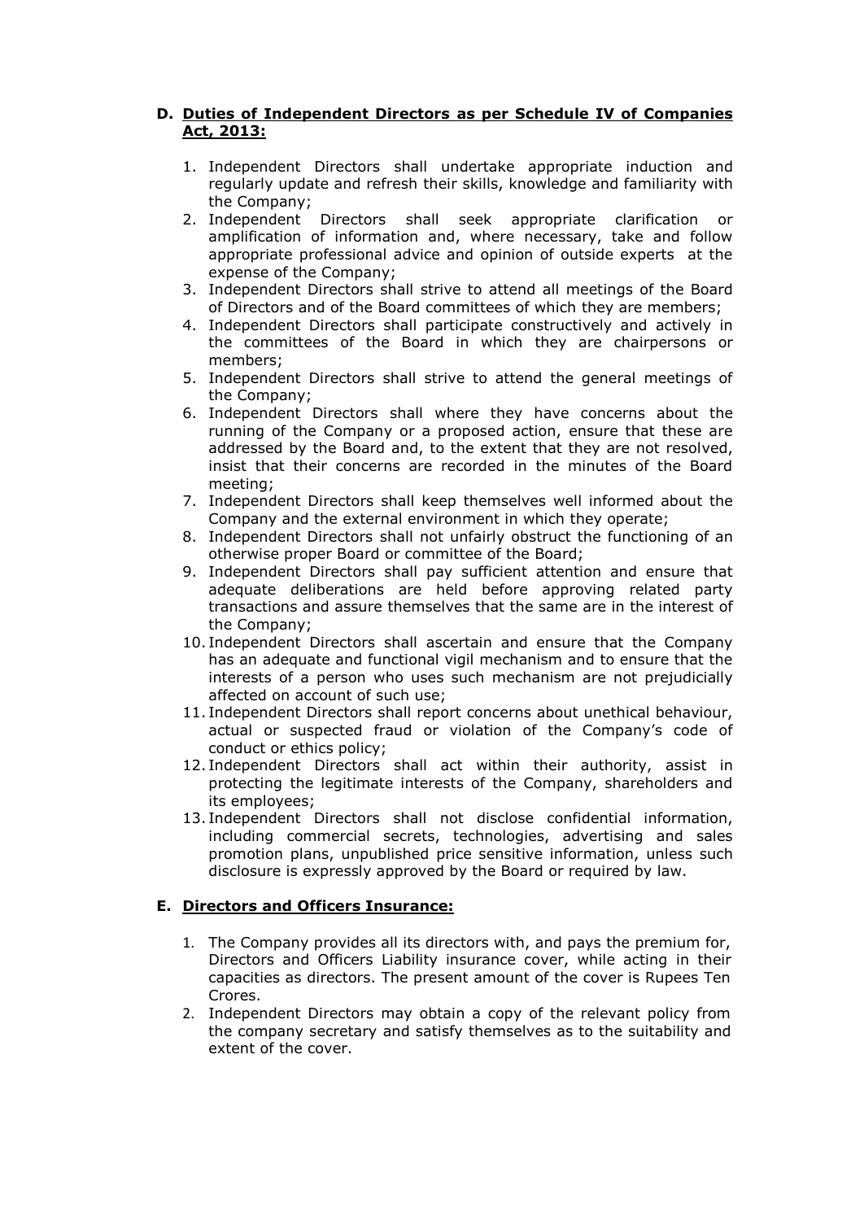## D. <u>Duties of Independent Directors as per Schedule IV of Companies Act, 2013:</u>

1. Independent Directors shall undertake appropriate induction and regularly update and refresh their skills, knowledge and familiarity with the Company;
2. Independent Directors shall seek appropriate clarification or amplification of information and, where necessary, take and follow appropriate professional advice and opinion of outside experts at the expense of the Company;
3. Independent Directors shall strive to attend all meetings of the Board of Directors and of the Board committees of which they are members;
4. Independent Directors shall participate constructively and actively in the committees of the Board in which they are chairpersons or members;
5. Independent Directors shall strive to attend the general meetings of the Company;
6. Independent Directors shall where they have concerns about the running of the Company or a proposed action, ensure that these are addressed by the Board and, to the extent that they are not resolved, insist that their concerns are recorded in the minutes of the Board meeting;
7. Independent Directors shall keep themselves well informed about the Company and the external environment in which they operate;
8. Independent Directors shall not unfairly obstruct the functioning of an otherwise proper Board or committee of the Board;
9. Independent Directors shall pay sufficient attention and ensure that adequate deliberations are held before approving related party transactions and assure themselves that the same are in the interest of the Company;
10. Independent Directors shall ascertain and ensure that the Company has an adequate and functional vigil mechanism and to ensure that the interests of a person who uses such mechanism are not prejudicially affected on account of such use;
11. Independent Directors shall report concerns about unethical behaviour, actual or suspected fraud or violation of the Company's code of conduct or ethics policy;
12. Independent Directors shall act within their authority, assist in protecting the legitimate interests of the Company, shareholders and its employees;
13. Independent Directors shall not disclose confidential information, including commercial secrets, technologies, advertising and sales promotion plans, unpublished price sensitive information, unless such disclosure is expressly approved by the Board or required by law.

## E. <u>Directors and Officers Insurance:</u>

1. The Company provides all its directors with, and pays the premium for, Directors and Officers Liability insurance cover, while acting in their capacities as directors. The present amount of the cover is Rupees Ten Crores.
2. Independent Directors may obtain a copy of the relevant policy from the company secretary and satisfy themselves as to the suitability and extent of the cover.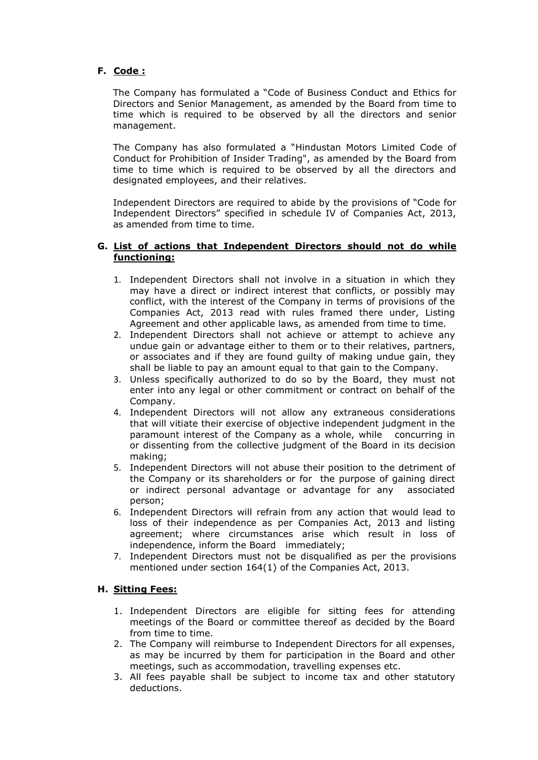## F. Code :

The Company has formulated a "Code of Business Conduct and Ethics for Directors and Senior Management, as amended by the Board from time to time which is required to be observed by all the directors and senior management.

The Company has also formulated a "Hindustan Motors Limited Code of Conduct for Prohibition of Insider Trading", as amended by the Board from time to time which is required to be observed by all the directors and designated employees, and their relatives.

Independent Directors are required to abide by the provisions of "Code for Independent Directors" specified in schedule IV of Companies Act, 2013, as amended from time to time.

## G. List of actions that Independent Directors should not do while functioning:

1. Independent Directors shall not involve in a situation in which they may have a direct or indirect interest that conflicts, or possibly may conflict, with the interest of the Company in terms of provisions of the Companies Act, 2013 read with rules framed there under, Listing Agreement and other applicable laws, as amended from time to time.
2. Independent Directors shall not achieve or attempt to achieve any undue gain or advantage either to them or to their relatives, partners, or associates and if they are found guilty of making undue gain, they shall be liable to pay an amount equal to that gain to the Company.
3. Unless specifically authorized to do so by the Board, they must not enter into any legal or other commitment or contract on behalf of the Company.
4. Independent Directors will not allow any extraneous considerations that will vitiate their exercise of objective independent judgment in the paramount interest of the Company as a whole, while concurring in or dissenting from the collective judgment of the Board in its decision making;
5. Independent Directors will not abuse their position to the detriment of the Company or its shareholders or for the purpose of gaining direct or indirect personal advantage or advantage for any associated person;
6. Independent Directors will refrain from any action that would lead to loss of their independence as per Companies Act, 2013 and listing agreement; where circumstances arise which result in loss of independence, inform the Board immediately;
7. Independent Directors must not be disqualified as per the provisions mentioned under section 164(1) of the Companies Act, 2013.

## H. Sitting Fees:

1. Independent Directors are eligible for sitting fees for attending meetings of the Board or committee thereof as decided by the Board from time to time.
2. The Company will reimburse to Independent Directors for all expenses, as may be incurred by them for participation in the Board and other meetings, such as accommodation, travelling expenses etc.
3. All fees payable shall be subject to income tax and other statutory deductions.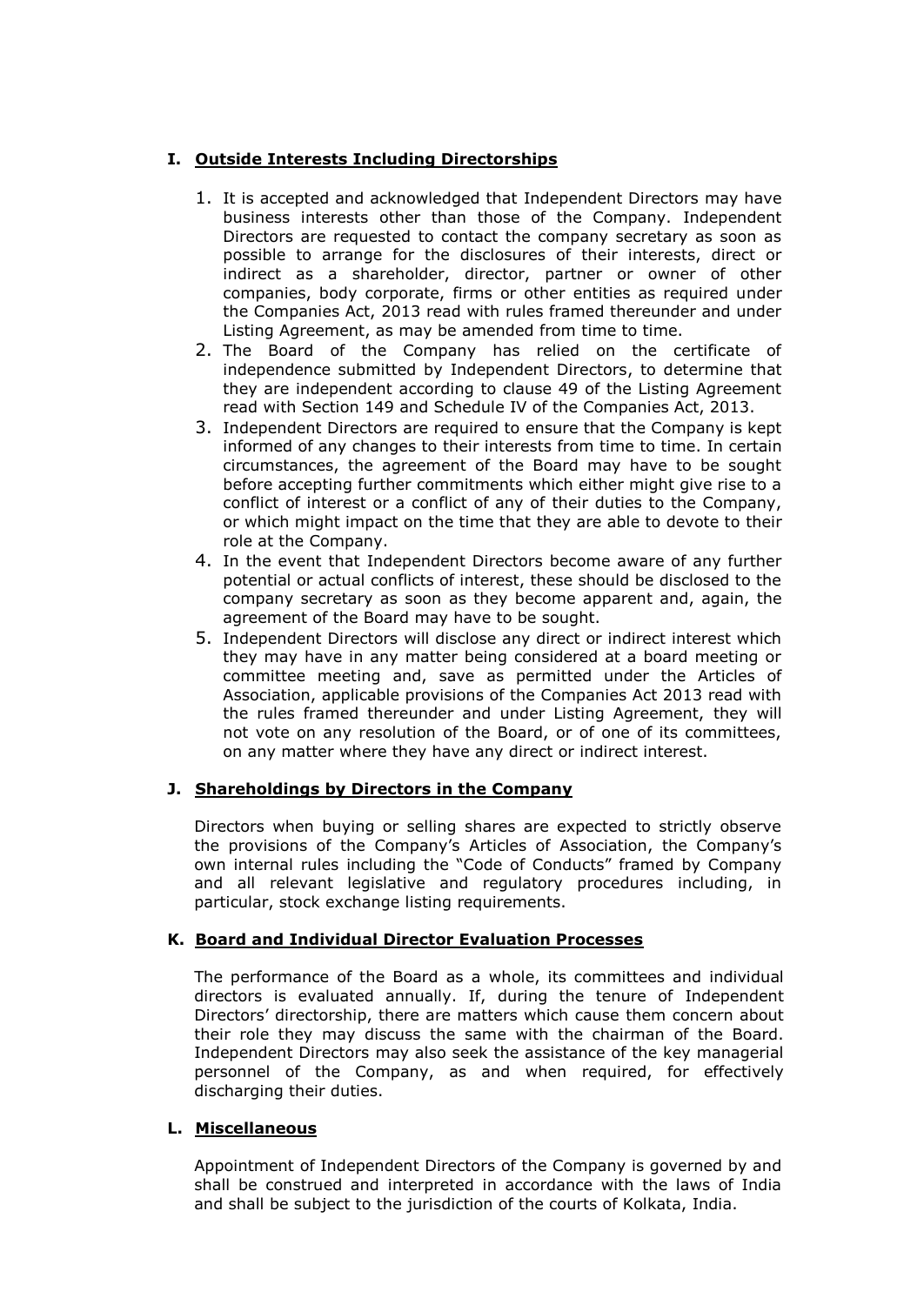## I. Outside Interests Including Directorships

1. It is accepted and acknowledged that Independent Directors may have business interests other than those of the Company. Independent Directors are requested to contact the company secretary as soon as possible to arrange for the disclosures of their interests, direct or indirect as a shareholder, director, partner or owner of other companies, body corporate, firms or other entities as required under the Companies Act, 2013 read with rules framed thereunder and under Listing Agreement, as may be amended from time to time.
2. The Board of the Company has relied on the certificate of independence submitted by Independent Directors, to determine that they are independent according to clause 49 of the Listing Agreement read with Section 149 and Schedule IV of the Companies Act, 2013.
3. Independent Directors are required to ensure that the Company is kept informed of any changes to their interests from time to time. In certain circumstances, the agreement of the Board may have to be sought before accepting further commitments which either might give rise to a conflict of interest or a conflict of any of their duties to the Company, or which might impact on the time that they are able to devote to their role at the Company.
4. In the event that Independent Directors become aware of any further potential or actual conflicts of interest, these should be disclosed to the company secretary as soon as they become apparent and, again, the agreement of the Board may have to be sought.
5. Independent Directors will disclose any direct or indirect interest which they may have in any matter being considered at a board meeting or committee meeting and, save as permitted under the Articles of Association, applicable provisions of the Companies Act 2013 read with the rules framed thereunder and under Listing Agreement, they will not vote on any resolution of the Board, or of one of its committees, on any matter where they have any direct or indirect interest.

## J. Shareholdings by Directors in the Company

Directors when buying or selling shares are expected to strictly observe the provisions of the Company's Articles of Association, the Company's own internal rules including the "Code of Conducts" framed by Company and all relevant legislative and regulatory procedures including, in particular, stock exchange listing requirements.

## K. Board and Individual Director Evaluation Processes

The performance of the Board as a whole, its committees and individual directors is evaluated annually. If, during the tenure of Independent Directors' directorship, there are matters which cause them concern about their role they may discuss the same with the chairman of the Board. Independent Directors may also seek the assistance of the key managerial personnel of the Company, as and when required, for effectively discharging their duties.

## L. Miscellaneous

Appointment of Independent Directors of the Company is governed by and shall be construed and interpreted in accordance with the laws of India and shall be subject to the jurisdiction of the courts of Kolkata, India.